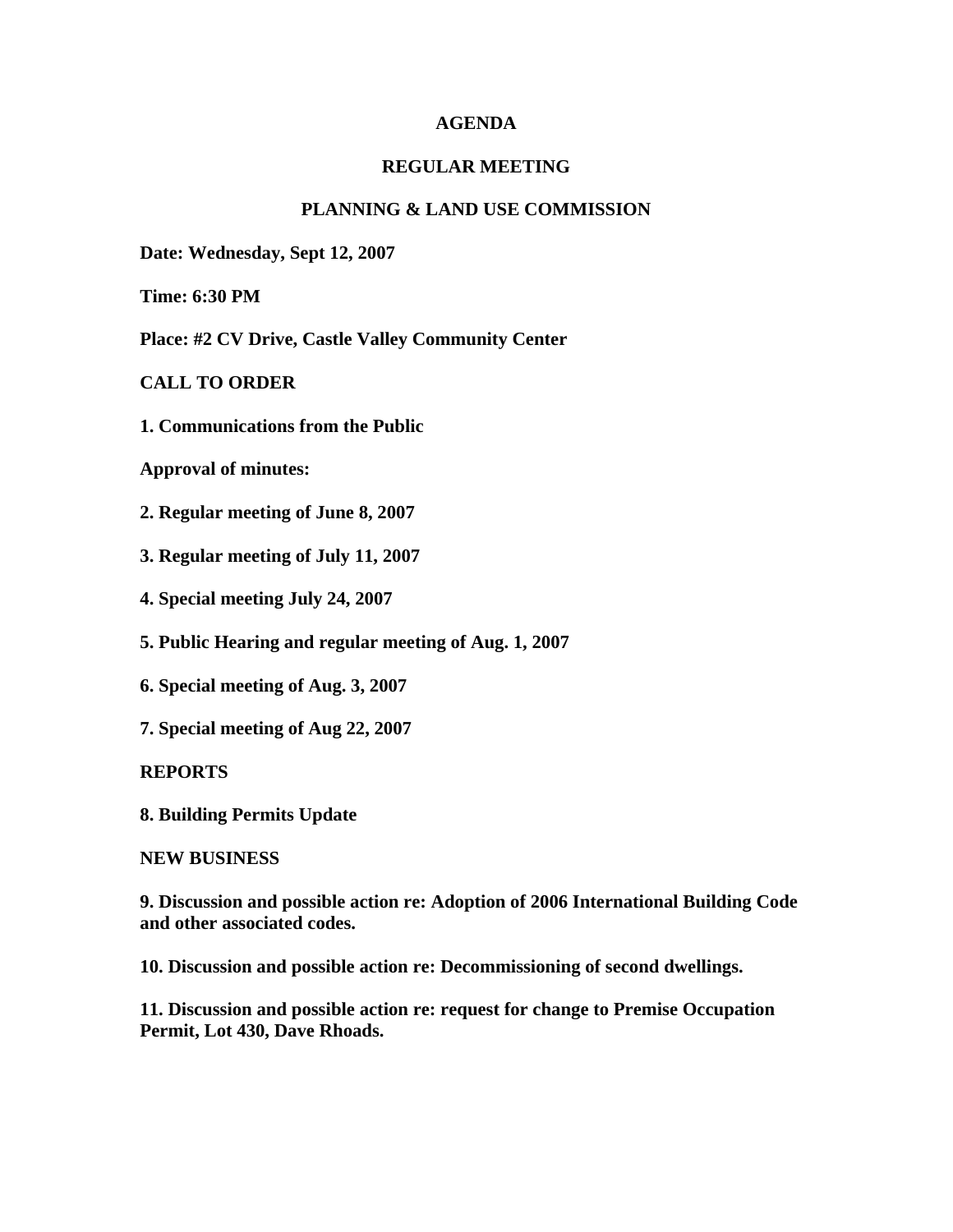# AGENDA

## REGULAR MEETING

## PLANNING & LAND USE COMMISSION

**Date: Wednesday, Sept 12, 2007**

**Time: 6:30 PM**

**Place: #2 CV Drive, Castle Valley Community Center**

**CALL TO ORDER**

**1. Communications from the Public**

**Approval of minutes:**

**2. Regular meeting of June 8, 2007**

**3. Regular meeting of July 11, 2007**

**4. Special meeting July 24, 2007**

**5. Public Hearing and regular meeting of Aug. 1, 2007**

**6. Special meeting of Aug. 3, 2007**

**7. Special meeting of Aug 22, 2007**

**REPORTS**

**8. Building Permits Update**

**NEW BUSINESS**

**9. Discussion and possible action re: Adoption of 2006 International Building Code and other associated codes.**

**10. Discussion and possible action re: Decommissioning of second dwellings.**

**11. Discussion and possible action re: request for change to Premise Occupation Permit, Lot 430, Dave Rhoads.**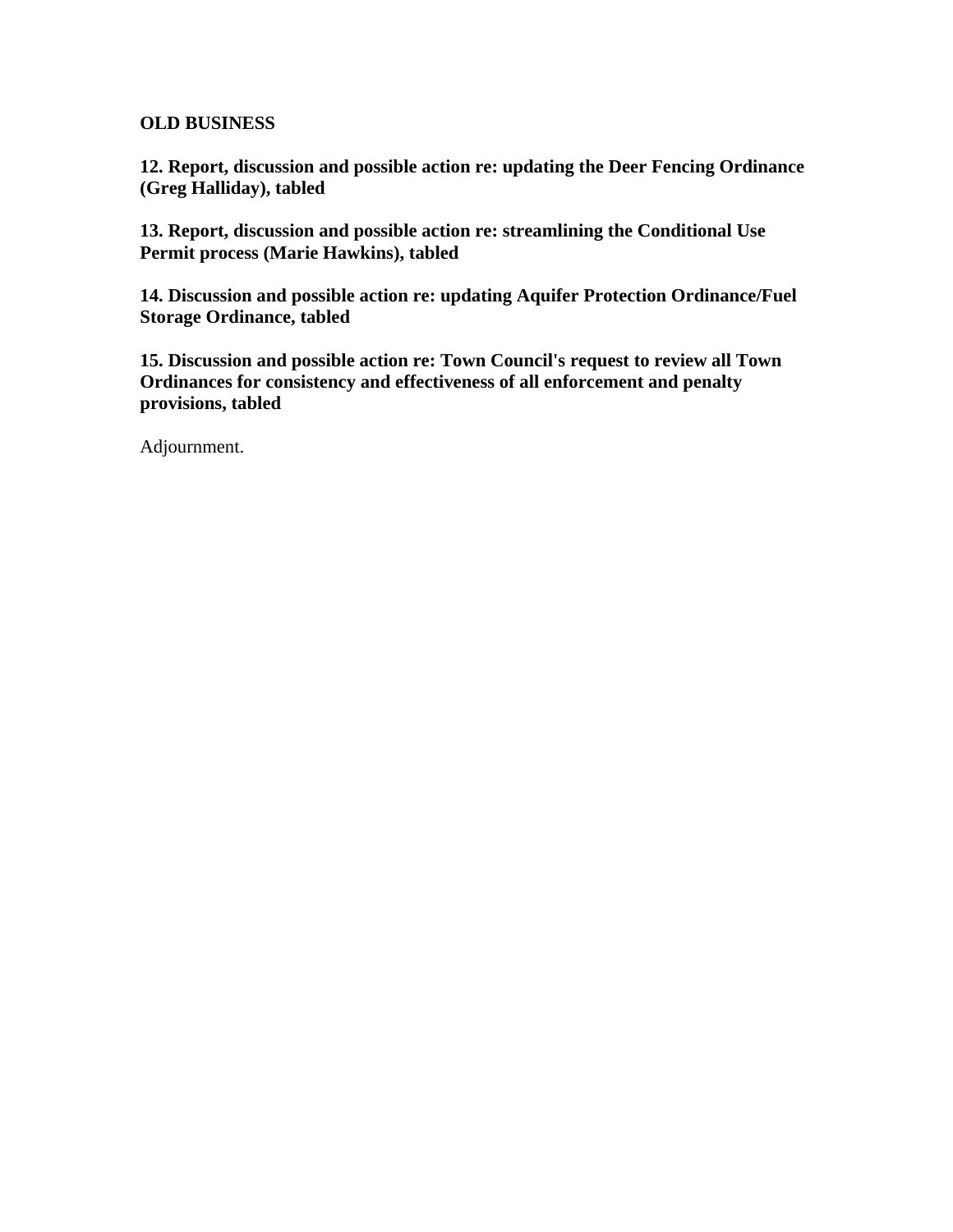**OLD BUSINESS**

**12. Report, discussion and possible action re: updating the Deer Fencing Ordinance (Greg Halliday), tabled**

**13. Report, discussion and possible action re: streamlining the Conditional Use Permit process (Marie Hawkins), tabled**

**14. Discussion and possible action re: updating Aquifer Protection Ordinance/Fuel Storage Ordinance, tabled**

**15. Discussion and possible action re: Town Council's request to review all Town Ordinances for consistency and effectiveness of all enforcement and penalty provisions, tabled**

Adjournment.